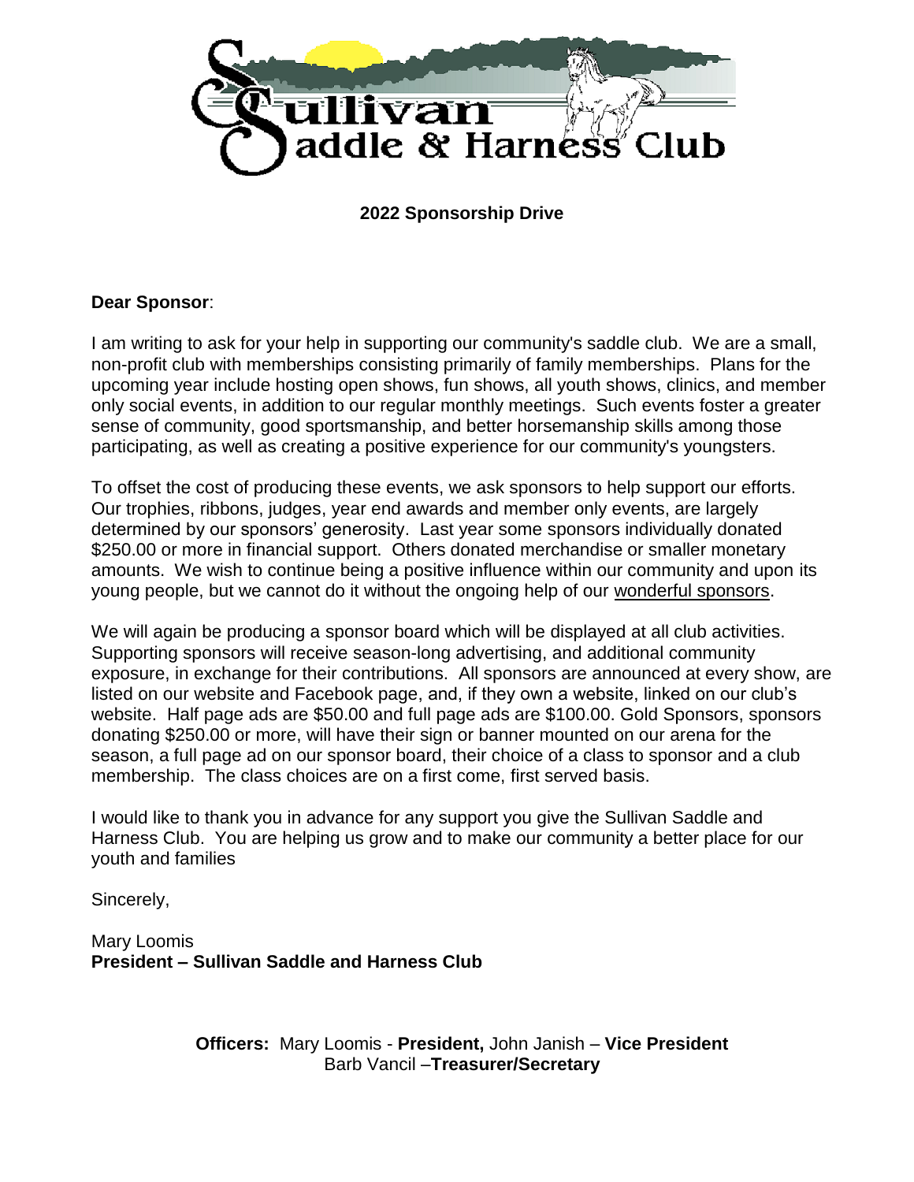# Sullivan Saddle & Harness Club

**2022 Sponsorship Drive**

**Dear Sponsor**:

I am writing to ask for your help in supporting our community's saddle club. We are a small, non-profit club with memberships consisting primarily of family memberships. Plans for the upcoming year include hosting open shows, fun shows, all youth shows, clinics, and member only social events, in addition to our regular monthly meetings. Such events foster a greater sense of community, good sportsmanship, and better horsemanship skills among those participating, as well as creating a positive experience for our community's youngsters.

To offset the cost of producing these events, we ask sponsors to help support our efforts. Our trophies, ribbons, judges, year end awards and member only events, are largely determined by our sponsors' generosity. Last year some sponsors individually donated $250.00 or more in financial support. Others donated merchandise or smaller monetary amounts. We wish to continue being a positive influence within our community and upon its young people, but we cannot do it without the ongoing help of our wonderful sponsors.

We will again be producing a sponsor board which will be displayed at all club activities. Supporting sponsors will receive season-long advertising, and additional community exposure, in exchange for their contributions. All sponsors are announced at every show, are listed on our website and Facebook page, and, if they own a website, linked on our club's website. Half page ads are $50.00 and full page ads are $100.00. Gold Sponsors, sponsors donating $250.00 or more, will have their sign or banner mounted on our arena for the season, a full page ad on our sponsor board, their choice of a class to sponsor and a club membership. The class choices are on a first come, first served basis.

I would like to thank you in advance for any support you give the Sullivan Saddle and Harness Club. You are helping us grow and to make our community a better place for our youth and families

Sincerely,

Mary Loomis
**President – Sullivan Saddle and Harness Club**

**Officers:** Mary Loomis - **President,** John Janish – **Vice President**
Barb Vancil –**Treasurer/Secretary**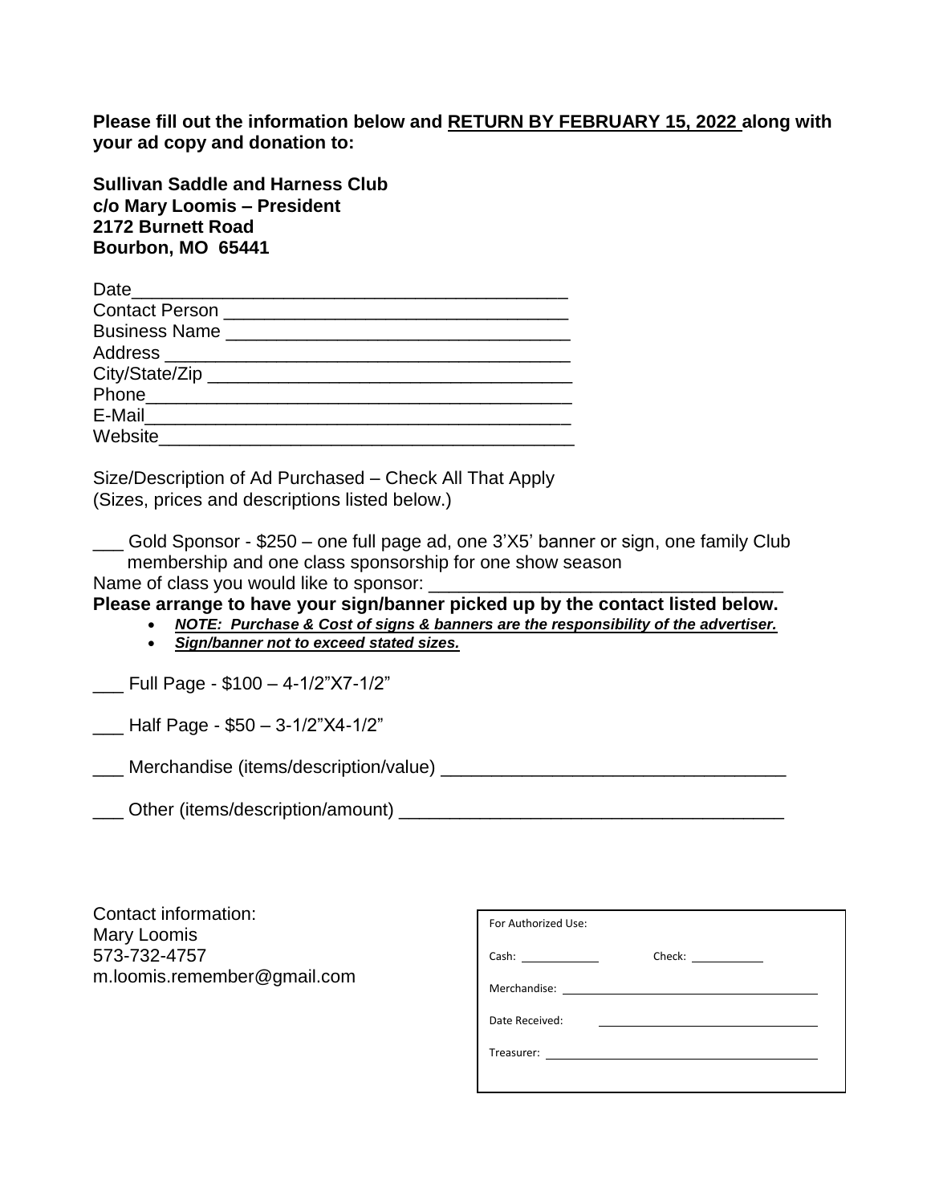**Please fill out the information below and RETURN BY FEBRUARY 15, 2022 along with your ad copy and donation to:**

**Sullivan Saddle and Harness Club**
**c/o Mary Loomis – President**
**2172 Burnett Road**
**Bourbon, MO 65441**

Date_____________________________________________
Contact Person ___________________________________
Business Name ___________________________________
Address _________________________________________
City/State/Zip ____________________________________
Phone___________________________________________
E-Mail___________________________________________
Website_________________________________________

Size/Description of Ad Purchased – Check All That Apply
(Sizes, prices and descriptions listed below.)

___ Gold Sponsor - $250 – one full page ad, one 3'X5' banner or sign, one family Club membership and one class sponsorship for one show season
Name of class you would like to sponsor: ________________________________

**Please arrange to have your sign/banner picked up by the contact listed below.**

- ***NOTE: Purchase & Cost of signs & banners are the responsibility of the advertiser.***
- ***Sign/banner not to exceed stated sizes.***

___ Full Page - $100 – 4-1/2"X7-1/2"

___ Half Page - $50 – 3-1/2"X4-1/2"

___ Merchandise (items/description/value) ________________________________

___ Other (items/description/amount) ____________________________________

Contact information:
Mary Loomis
573-732-4757
m.loomis.remember@gmail.com

For Authorized Use:

Cash: __________ Check: __________

Merchandise: ______________________

Date Received: ______________________

Treasurer: ______________________